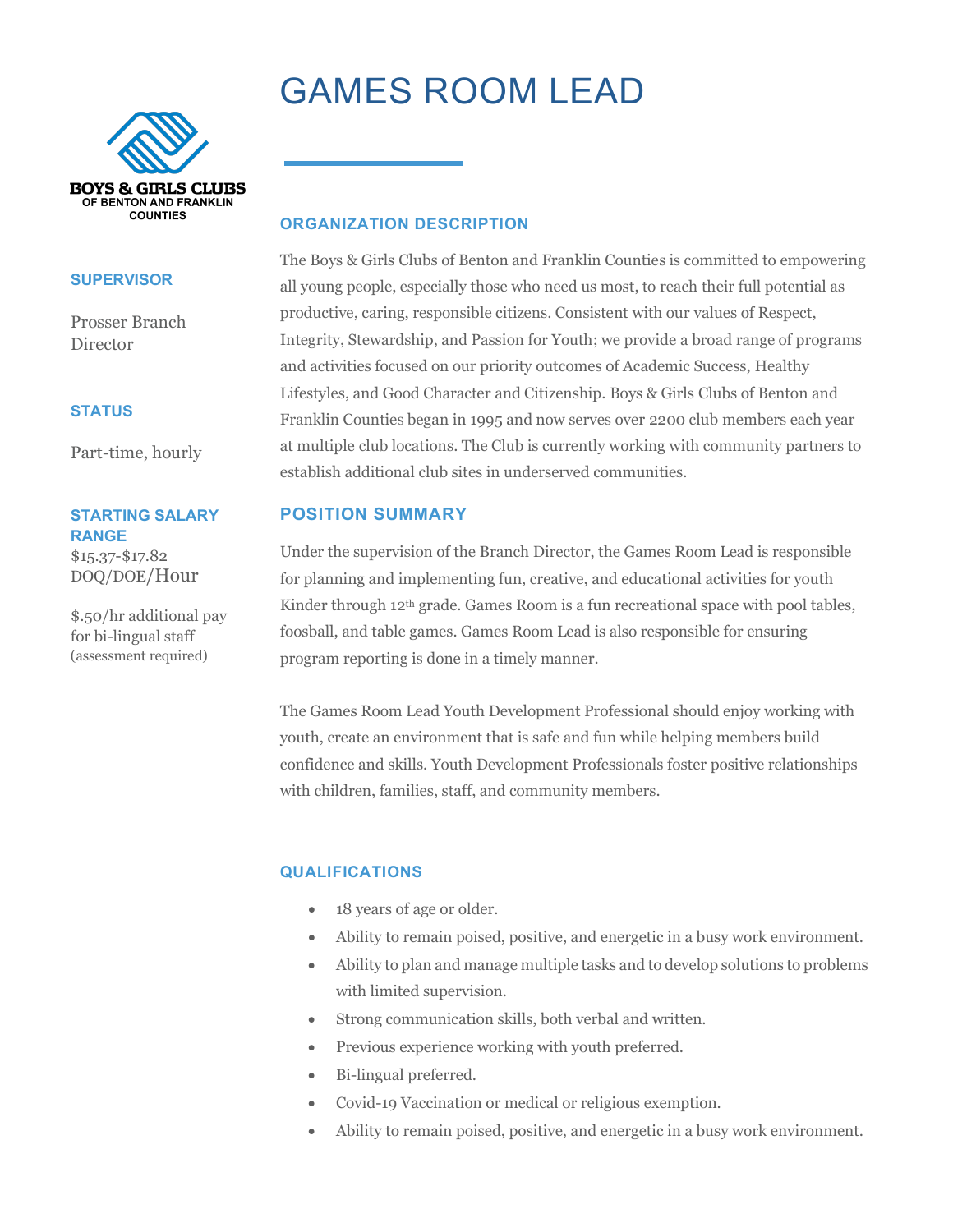# GAMES ROOM LEAD

BOYS & GIRLS CLUBS
OF BENTON AND FRANKLIN COUNTIES

### SUPERVISOR

Prosser Branch Director

### STATUS

Part-time, hourly

### STARTING SALARY RANGE

$15.37-$17.82 DOQ/DOE/Hour

$.50/hr additional pay for bi-lingual staff (assessment required)

## ORGANIZATION DESCRIPTION

The Boys & Girls Clubs of Benton and Franklin Counties is committed to empowering all young people, especially those who need us most, to reach their full potential as productive, caring, responsible citizens. Consistent with our values of Respect, Integrity, Stewardship, and Passion for Youth; we provide a broad range of programs and activities focused on our priority outcomes of Academic Success, Healthy Lifestyles, and Good Character and Citizenship. Boys & Girls Clubs of Benton and Franklin Counties began in 1995 and now serves over 2200 club members each year at multiple club locations. The Club is currently working with community partners to establish additional club sites in underserved communities.

## POSITION SUMMARY

Under the supervision of the Branch Director, the Games Room Lead is responsible for planning and implementing fun, creative, and educational activities for youth Kinder through 12th grade. Games Room is a fun recreational space with pool tables, foosball, and table games. Games Room Lead is also responsible for ensuring program reporting is done in a timely manner.

The Games Room Lead Youth Development Professional should enjoy working with youth, create an environment that is safe and fun while helping members build confidence and skills. Youth Development Professionals foster positive relationships with children, families, staff, and community members.

## QUALIFICATIONS

- 18 years of age or older.
- Ability to remain poised, positive, and energetic in a busy work environment.
- Ability to plan and manage multiple tasks and to develop solutions to problems with limited supervision.
- Strong communication skills, both verbal and written.
- Previous experience working with youth preferred.
- Bi-lingual preferred.
- Covid-19 Vaccination or medical or religious exemption.
- Ability to remain poised, positive, and energetic in a busy work environment.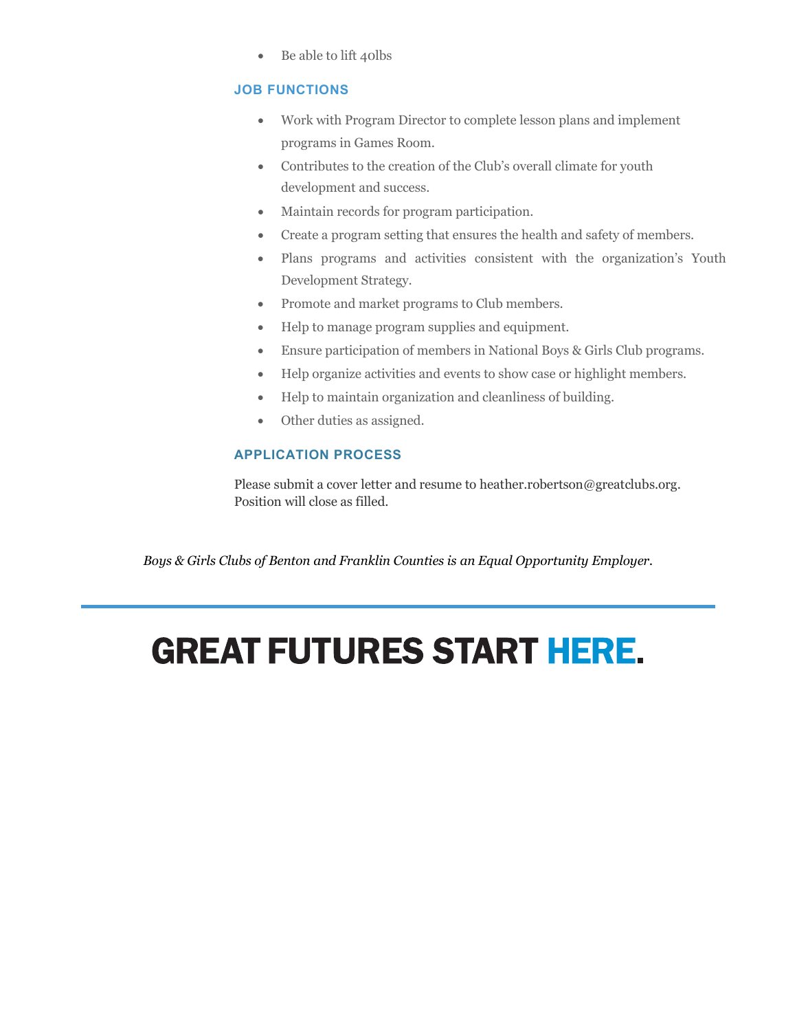- Be able to lift 40lbs

### JOB FUNCTIONS

- Work with Program Director to complete lesson plans and implement programs in Games Room.
- Contributes to the creation of the Club's overall climate for youth development and success.
- Maintain records for program participation.
- Create a program setting that ensures the health and safety of members.
- Plans programs and activities consistent with the organization's Youth Development Strategy.
- Promote and market programs to Club members.
- Help to manage program supplies and equipment.
- Ensure participation of members in National Boys & Girls Club programs.
- Help organize activities and events to show case or highlight members.
- Help to maintain organization and cleanliness of building.
- Other duties as assigned.

### APPLICATION PROCESS

Please submit a cover letter and resume to heather.robertson@greatclubs.org. Position will close as filled.

*Boys & Girls Clubs of Benton and Franklin Counties is an Equal Opportunity Employer.*

---

# GREAT FUTURES START HERE.